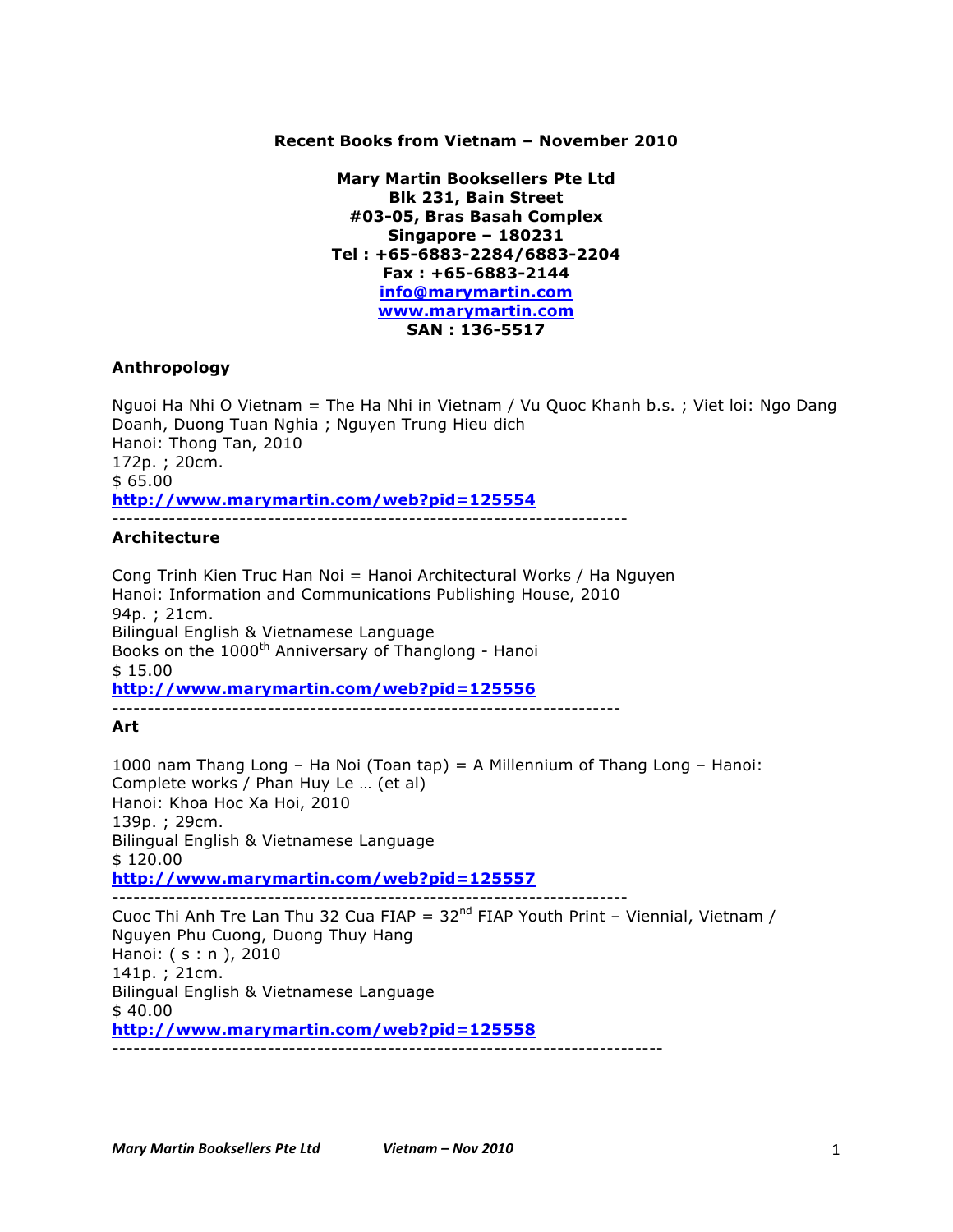**Recent Books from Vietnam – November 2010**

**Mary Martin Booksellers Pte Ltd**
**Blk 231, Bain Street**
**#03-05, Bras Basah Complex**
**Singapore – 180231**
**Tel : +65-6883-2284/6883-2204**
**Fax : +65-6883-2144**
**info@marymartin.com**
**www.marymartin.com**
**SAN : 136-5517**

## Anthropology

Nguoi Ha Nhi O Vietnam = The Ha Nhi in Vietnam / Vu Quoc Khanh b.s. ; Viet loi: Ngo Dang Doanh, Duong Tuan Nghia ; Nguyen Trung Hieu dich
Hanoi: Thong Tan, 2010
172p. ; 20cm.
$ 65.00
**http://www.marymartin.com/web?pid=125554**

---

## Architecture

Cong Trinh Kien Truc Han Noi = Hanoi Architectural Works / Ha Nguyen
Hanoi: Information and Communications Publishing House, 2010
94p. ; 21cm.
Bilingual English & Vietnamese Language
Books on the 1000th Anniversary of Thanglong - Hanoi
$ 15.00
**http://www.marymartin.com/web?pid=125556**

---

## Art

1000 nam Thang Long – Ha Noi (Toan tap) = A Millennium of Thang Long – Hanoi: Complete works / Phan Huy Le … (et al)
Hanoi: Khoa Hoc Xa Hoi, 2010
139p. ; 29cm.
Bilingual English & Vietnamese Language
$ 120.00
**http://www.marymartin.com/web?pid=125557**

---

Cuoc Thi Anh Tre Lan Thu 32 Cua FIAP = 32nd FIAP Youth Print – Viennial, Vietnam / Nguyen Phu Cuong, Duong Thuy Hang
Hanoi: ( s : n ), 2010
141p. ; 21cm.
Bilingual English & Vietnamese Language
$ 40.00
**http://www.marymartin.com/web?pid=125558**

---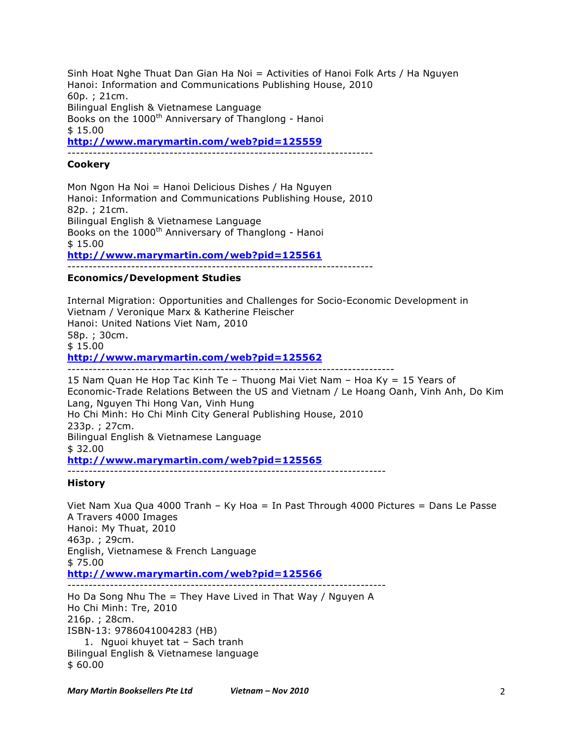Sinh Hoat Nghe Thuat Dan Gian Ha Noi = Activities of Hanoi Folk Arts / Ha Nguyen
Hanoi: Information and Communications Publishing House, 2010
60p. ; 21cm.
Bilingual English & Vietnamese Language
Books on the 1000th Anniversary of Thanglong - Hanoi
$ 15.00
**http://www.marymartin.com/web?pid=125559**

---

**Cookery**

Mon Ngon Ha Noi = Hanoi Delicious Dishes / Ha Nguyen
Hanoi: Information and Communications Publishing House, 2010
82p. ; 21cm.
Bilingual English & Vietnamese Language
Books on the 1000th Anniversary of Thanglong - Hanoi
$ 15.00
**http://www.marymartin.com/web?pid=125561**

---

**Economics/Development Studies**

Internal Migration: Opportunities and Challenges for Socio-Economic Development in Vietnam / Veronique Marx & Katherine Fleischer
Hanoi: United Nations Viet Nam, 2010
58p. ; 30cm.
$ 15.00
**http://www.marymartin.com/web?pid=125562**

---

15 Nam Quan He Hop Tac Kinh Te – Thuong Mai Viet Nam – Hoa Ky = 15 Years of Economic-Trade Relations Between the US and Vietnam / Le Hoang Oanh, Vinh Anh, Do Kim Lang, Nguyen Thi Hong Van, Vinh Hung
Ho Chi Minh: Ho Chi Minh City General Publishing House, 2010
233p. ; 27cm.
Bilingual English & Vietnamese Language
$ 32.00
**http://www.marymartin.com/web?pid=125565**

---

**History**

Viet Nam Xua Qua 4000 Tranh – Ky Hoa = In Past Through 4000 Pictures = Dans Le Passe A Travers 4000 Images
Hanoi: My Thuat, 2010
463p. ; 29cm.
English, Vietnamese & French Language
$ 75.00
**http://www.marymartin.com/web?pid=125566**

---

Ho Da Song Nhu The = They Have Lived in That Way / Nguyen A
Ho Chi Minh: Tre, 2010
216p. ; 28cm.
ISBN-13: 9786041004283 (HB)

1. Nguoi khuyet tat – Sach tranh

Bilingual English & Vietnamese language
$ 60.00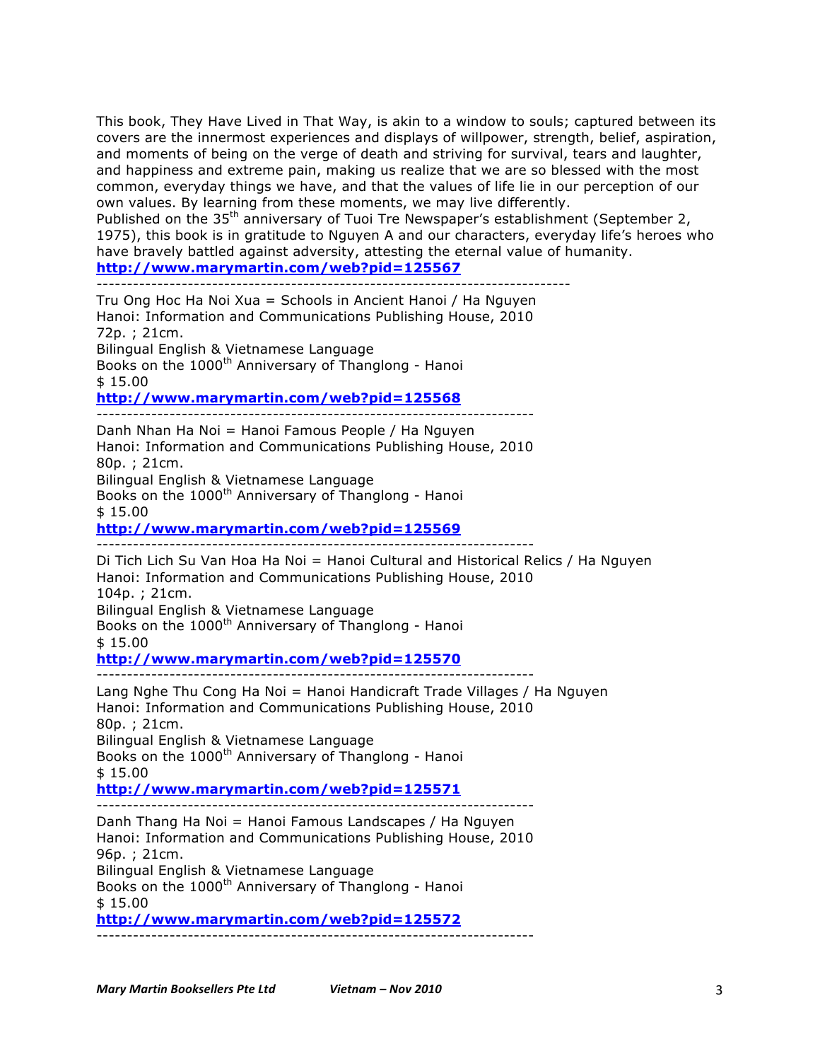This book, They Have Lived in That Way, is akin to a window to souls; captured between its covers are the innermost experiences and displays of willpower, strength, belief, aspiration, and moments of being on the verge of death and striving for survival, tears and laughter, and happiness and extreme pain, making us realize that we are so blessed with the most common, everyday things we have, and that the values of life lie in our perception of our own values. By learning from these moments, we may live differently.
Published on the 35th anniversary of Tuoi Tre Newspaper's establishment (September 2, 1975), this book is in gratitude to Nguyen A and our characters, everyday life's heroes who have bravely battled against adversity, attesting the eternal value of humanity.
**http://www.marymartin.com/web?pid=125567**

---

Tru Ong Hoc Ha Noi Xua = Schools in Ancient Hanoi / Ha Nguyen
Hanoi: Information and Communications Publishing House, 2010
72p. ; 21cm.
Bilingual English & Vietnamese Language
Books on the 1000th Anniversary of Thanglong - Hanoi
$ 15.00
**http://www.marymartin.com/web?pid=125568**

---

Danh Nhan Ha Noi = Hanoi Famous People / Ha Nguyen
Hanoi: Information and Communications Publishing House, 2010
80p. ; 21cm.
Bilingual English & Vietnamese Language
Books on the 1000th Anniversary of Thanglong - Hanoi
$ 15.00
**http://www.marymartin.com/web?pid=125569**

---

Di Tich Lich Su Van Hoa Ha Noi = Hanoi Cultural and Historical Relics / Ha Nguyen
Hanoi: Information and Communications Publishing House, 2010
104p. ; 21cm.
Bilingual English & Vietnamese Language
Books on the 1000th Anniversary of Thanglong - Hanoi
$ 15.00
**http://www.marymartin.com/web?pid=125570**

---

Lang Nghe Thu Cong Ha Noi = Hanoi Handicraft Trade Villages / Ha Nguyen
Hanoi: Information and Communications Publishing House, 2010
80p. ; 21cm.
Bilingual English & Vietnamese Language
Books on the 1000th Anniversary of Thanglong - Hanoi
$ 15.00
**http://www.marymartin.com/web?pid=125571**

---

Danh Thang Ha Noi = Hanoi Famous Landscapes / Ha Nguyen
Hanoi: Information and Communications Publishing House, 2010
96p. ; 21cm.
Bilingual English & Vietnamese Language
Books on the 1000th Anniversary of Thanglong - Hanoi
$ 15.00
**http://www.marymartin.com/web?pid=125572**

---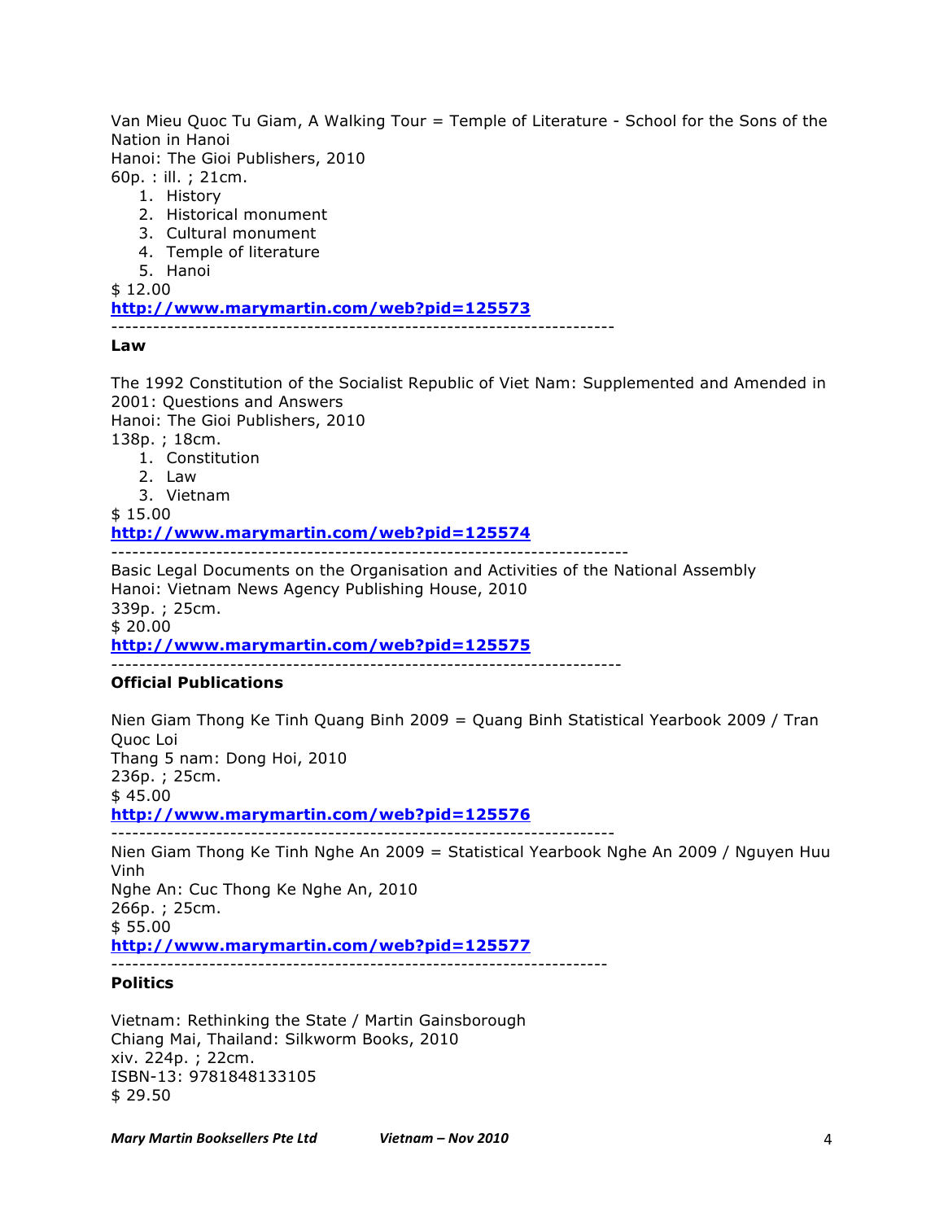Van Mieu Quoc Tu Giam, A Walking Tour = Temple of Literature - School for the Sons of the Nation in Hanoi
Hanoi: The Gioi Publishers, 2010
60p. : ill. ; 21cm.

1. History
2. Historical monument
3. Cultural monument
4. Temple of literature
5. Hanoi

$ 12.00
**http://www.marymartin.com/web?pid=125573**

---

**Law**

The 1992 Constitution of the Socialist Republic of Viet Nam: Supplemented and Amended in 2001: Questions and Answers
Hanoi: The Gioi Publishers, 2010
138p. ; 18cm.

1. Constitution
2. Law
3. Vietnam

$ 15.00
**http://www.marymartin.com/web?pid=125574**

---

Basic Legal Documents on the Organisation and Activities of the National Assembly
Hanoi: Vietnam News Agency Publishing House, 2010
339p. ; 25cm.
$ 20.00
**http://www.marymartin.com/web?pid=125575**

---

**Official Publications**

Nien Giam Thong Ke Tinh Quang Binh 2009 = Quang Binh Statistical Yearbook 2009 / Tran Quoc Loi
Thang 5 nam: Dong Hoi, 2010
236p. ; 25cm.
$ 45.00
**http://www.marymartin.com/web?pid=125576**

---

Nien Giam Thong Ke Tinh Nghe An 2009 = Statistical Yearbook Nghe An 2009 / Nguyen Huu Vinh
Nghe An: Cuc Thong Ke Nghe An, 2010
266p. ; 25cm.
$ 55.00
**http://www.marymartin.com/web?pid=125577**

---

**Politics**

Vietnam: Rethinking the State / Martin Gainsborough
Chiang Mai, Thailand: Silkworm Books, 2010
xiv. 224p. ; 22cm.
ISBN-13: 9781848133105
$ 29.50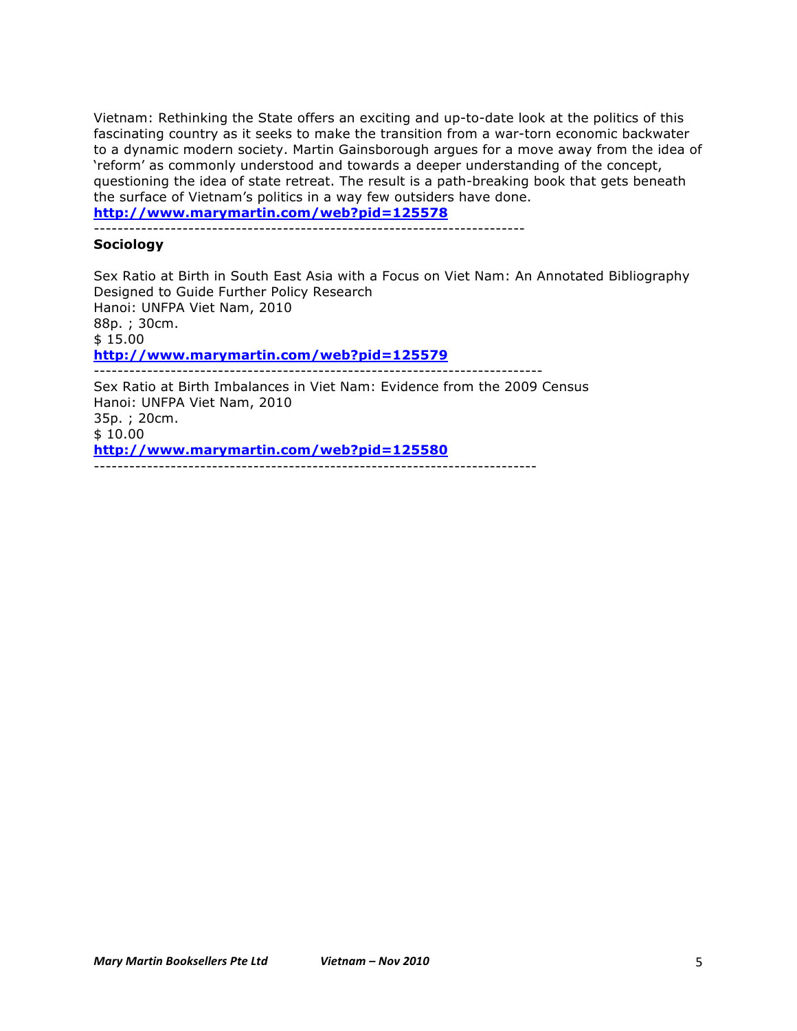Vietnam: Rethinking the State offers an exciting and up-to-date look at the politics of this fascinating country as it seeks to make the transition from a war-torn economic backwater to a dynamic modern society. Martin Gainsborough argues for a move away from the idea of 'reform' as commonly understood and towards a deeper understanding of the concept, questioning the idea of state retreat. The result is a path-breaking book that gets beneath the surface of Vietnam's politics in a way few outsiders have done.
**http://www.marymartin.com/web?pid=125578**

---

**Sociology**

Sex Ratio at Birth in South East Asia with a Focus on Viet Nam: An Annotated Bibliography Designed to Guide Further Policy Research
Hanoi: UNFPA Viet Nam, 2010
88p. ; 30cm.
$ 15.00
**http://www.marymartin.com/web?pid=125579**

---

Sex Ratio at Birth Imbalances in Viet Nam: Evidence from the 2009 Census
Hanoi: UNFPA Viet Nam, 2010
35p. ; 20cm.
$ 10.00
**http://www.marymartin.com/web?pid=125580**

---